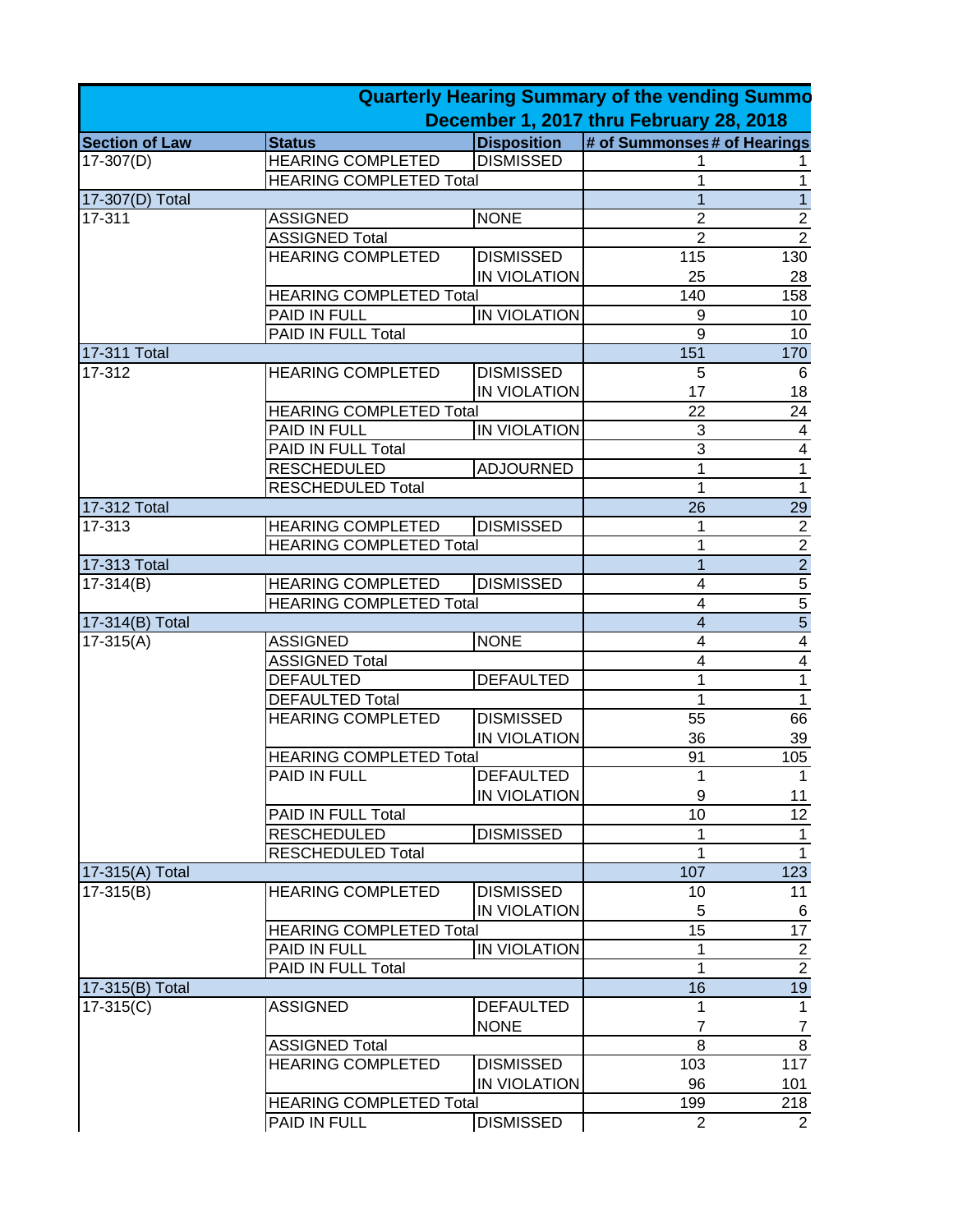## Quarterly Hearing Summary of the vending Summo

## December 1, 2017 thru February 28, 2018

| Section of Law | Status | Disposition | # of Summonses | # of Hearings |
|---|---|---|---|---|
| 17-307(D) | HEARING COMPLETED | DISMISSED | 1 | 1 |
| | HEARING COMPLETED Total | | 1 | 1 |
| 17-307(D) Total | | | 1 | 1 |
| 17-311 | ASSIGNED | NONE | 2 | 2 |
| | ASSIGNED Total | | 2 | 2 |
| | HEARING COMPLETED | DISMISSED | 115 | 130 |
| | | IN VIOLATION | 25 | 28 |
| | HEARING COMPLETED Total | | 140 | 158 |
| | PAID IN FULL | IN VIOLATION | 9 | 10 |
| | PAID IN FULL Total | | 9 | 10 |
| 17-311 Total | | | 151 | 170 |
| 17-312 | HEARING COMPLETED | DISMISSED | 5 | 6 |
| | | IN VIOLATION | 17 | 18 |
| | HEARING COMPLETED Total | | 22 | 24 |
| | PAID IN FULL | IN VIOLATION | 3 | 4 |
| | PAID IN FULL Total | | 3 | 4 |
| | RESCHEDULED | ADJOURNED | 1 | 1 |
| | RESCHEDULED Total | | 1 | 1 |
| 17-312 Total | | | 26 | 29 |
| 17-313 | HEARING COMPLETED | DISMISSED | 1 | 2 |
| | HEARING COMPLETED Total | | 1 | 2 |
| 17-313 Total | | | 1 | 2 |
| 17-314(B) | HEARING COMPLETED | DISMISSED | 4 | 5 |
| | HEARING COMPLETED Total | | 4 | 5 |
| 17-314(B) Total | | | 4 | 5 |
| 17-315(A) | ASSIGNED | NONE | 4 | 4 |
| | ASSIGNED Total | | 4 | 4 |
| | DEFAULTED | DEFAULTED | 1 | 1 |
| | DEFAULTED Total | | 1 | 1 |
| | HEARING COMPLETED | DISMISSED | 55 | 66 |
| | | IN VIOLATION | 36 | 39 |
| | HEARING COMPLETED Total | | 91 | 105 |
| | PAID IN FULL | DEFAULTED | 1 | 1 |
| | | IN VIOLATION | 9 | 11 |
| | PAID IN FULL Total | | 10 | 12 |
| | RESCHEDULED | DISMISSED | 1 | 1 |
| | RESCHEDULED Total | | 1 | 1 |
| 17-315(A) Total | | | 107 | 123 |
| 17-315(B) | HEARING COMPLETED | DISMISSED | 10 | 11 |
| | | IN VIOLATION | 5 | 6 |
| | HEARING COMPLETED Total | | 15 | 17 |
| | PAID IN FULL | IN VIOLATION | 1 | 2 |
| | PAID IN FULL Total | | 1 | 2 |
| 17-315(B) Total | | | 16 | 19 |
| 17-315(C) | ASSIGNED | DEFAULTED | 1 | 1 |
| | | NONE | 7 | 7 |
| | ASSIGNED Total | | 8 | 8 |
| | HEARING COMPLETED | DISMISSED | 103 | 117 |
| | | IN VIOLATION | 96 | 101 |
| | HEARING COMPLETED Total | | 199 | 218 |
| | PAID IN FULL | DISMISSED | 2 | 2 |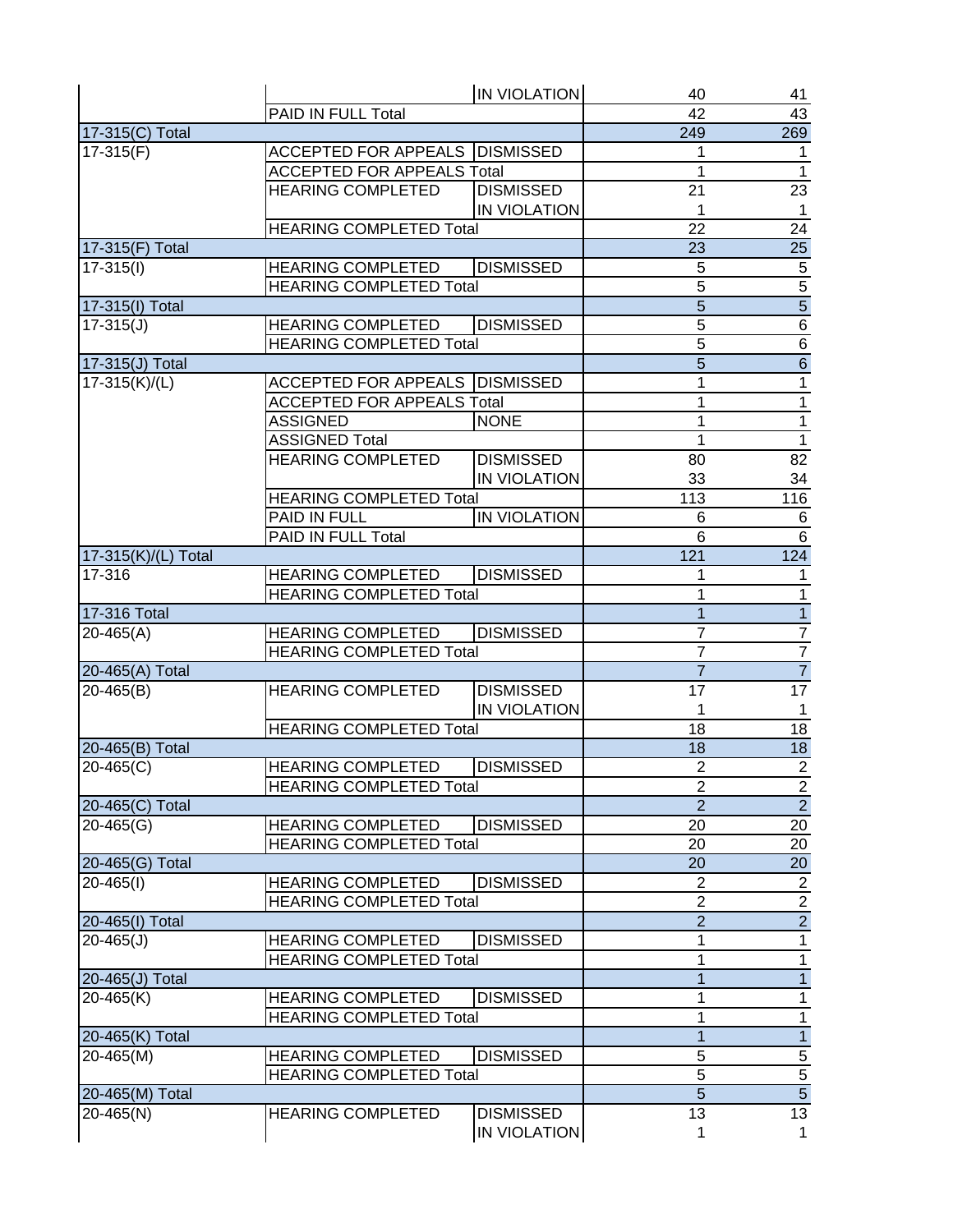| | | | | |
|---|---|---|---|---|
| | | IN VIOLATION | 40 | 41 |
| | PAID IN FULL Total | | 42 | 43 |
| 17-315(C) Total | | | 249 | 269 |
| 17-315(F) | ACCEPTED FOR APPEALS | DISMISSED | 1 | 1 |
| | ACCEPTED FOR APPEALS Total | | 1 | 1 |
| | HEARING COMPLETED | DISMISSED | 21 | 23 |
| | | IN VIOLATION | 1 | 1 |
| | HEARING COMPLETED Total | | 22 | 24 |
| 17-315(F) Total | | | 23 | 25 |
| 17-315(I) | HEARING COMPLETED | DISMISSED | 5 | 5 |
| | HEARING COMPLETED Total | | 5 | 5 |
| 17-315(I) Total | | | 5 | 5 |
| 17-315(J) | HEARING COMPLETED | DISMISSED | 5 | 6 |
| | HEARING COMPLETED Total | | 5 | 6 |
| 17-315(J) Total | | | 5 | 6 |
| 17-315(K)/(L) | ACCEPTED FOR APPEALS | DISMISSED | 1 | 1 |
| | ACCEPTED FOR APPEALS Total | | 1 | 1 |
| | ASSIGNED | NONE | 1 | 1 |
| | ASSIGNED Total | | 1 | 1 |
| | HEARING COMPLETED | DISMISSED | 80 | 82 |
| | | IN VIOLATION | 33 | 34 |
| | HEARING COMPLETED Total | | 113 | 116 |
| | PAID IN FULL | IN VIOLATION | 6 | 6 |
| | PAID IN FULL Total | | 6 | 6 |
| 17-315(K)/(L) Total | | | 121 | 124 |
| 17-316 | HEARING COMPLETED | DISMISSED | 1 | 1 |
| | HEARING COMPLETED Total | | 1 | 1 |
| 17-316 Total | | | 1 | 1 |
| 20-465(A) | HEARING COMPLETED | DISMISSED | 7 | 7 |
| | HEARING COMPLETED Total | | 7 | 7 |
| 20-465(A) Total | | | 7 | 7 |
| 20-465(B) | HEARING COMPLETED | DISMISSED | 17 | 17 |
| | | IN VIOLATION | 1 | 1 |
| | HEARING COMPLETED Total | | 18 | 18 |
| 20-465(B) Total | | | 18 | 18 |
| 20-465(C) | HEARING COMPLETED | DISMISSED | 2 | 2 |
| | HEARING COMPLETED Total | | 2 | 2 |
| 20-465(C) Total | | | 2 | 2 |
| 20-465(G) | HEARING COMPLETED | DISMISSED | 20 | 20 |
| | HEARING COMPLETED Total | | 20 | 20 |
| 20-465(G) Total | | | 20 | 20 |
| 20-465(I) | HEARING COMPLETED | DISMISSED | 2 | 2 |
| | HEARING COMPLETED Total | | 2 | 2 |
| 20-465(I) Total | | | 2 | 2 |
| 20-465(J) | HEARING COMPLETED | DISMISSED | 1 | 1 |
| | HEARING COMPLETED Total | | 1 | 1 |
| 20-465(J) Total | | | 1 | 1 |
| 20-465(K) | HEARING COMPLETED | DISMISSED | 1 | 1 |
| | HEARING COMPLETED Total | | 1 | 1 |
| 20-465(K) Total | | | 1 | 1 |
| 20-465(M) | HEARING COMPLETED | DISMISSED | 5 | 5 |
| | HEARING COMPLETED Total | | 5 | 5 |
| 20-465(M) Total | | | 5 | 5 |
| 20-465(N) | HEARING COMPLETED | DISMISSED | 13 | 13 |
| | | IN VIOLATION | 1 | 1 |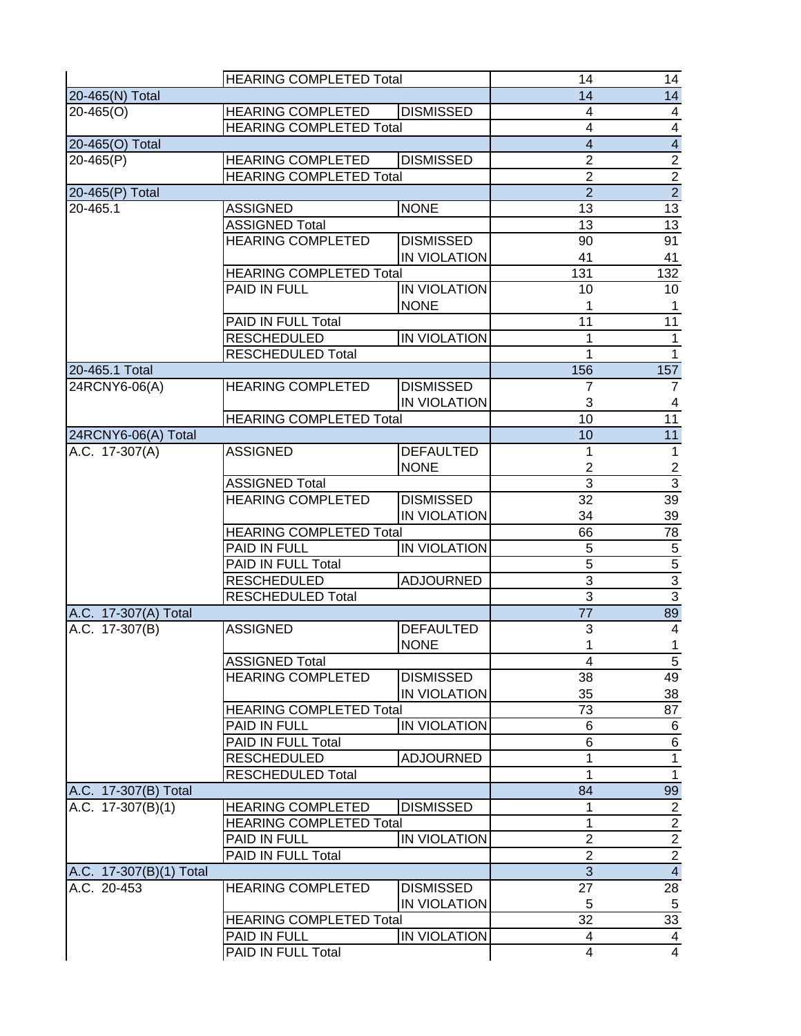| | | | | |
|---|---|---|---|---|
| | HEARING COMPLETED Total | | 14 | 14 |
| 20-465(N) Total | | | 14 | 14 |
| 20-465(O) | HEARING COMPLETED | DISMISSED | 4 | 4 |
| | HEARING COMPLETED Total | | 4 | 4 |
| 20-465(O) Total | | | 4 | 4 |
| 20-465(P) | HEARING COMPLETED | DISMISSED | 2 | 2 |
| | HEARING COMPLETED Total | | 2 | 2 |
| 20-465(P) Total | | | 2 | 2 |
| 20-465.1 | ASSIGNED | NONE | 13 | 13 |
| | ASSIGNED Total | | 13 | 13 |
| | HEARING COMPLETED | DISMISSED | 90 | 91 |
| | | IN VIOLATION | 41 | 41 |
| | HEARING COMPLETED Total | | 131 | 132 |
| | PAID IN FULL | IN VIOLATION | 10 | 10 |
| | | NONE | 1 | 1 |
| | PAID IN FULL Total | | 11 | 11 |
| | RESCHEDULED | IN VIOLATION | 1 | 1 |
| | RESCHEDULED Total | | 1 | 1 |
| 20-465.1 Total | | | 156 | 157 |
| 24RCNY6-06(A) | HEARING COMPLETED | DISMISSED | 7 | 7 |
| | | IN VIOLATION | 3 | 4 |
| | HEARING COMPLETED Total | | 10 | 11 |
| 24RCNY6-06(A) Total | | | 10 | 11 |
| A.C. 17-307(A) | ASSIGNED | DEFAULTED | 1 | 1 |
| | | NONE | 2 | 2 |
| | ASSIGNED Total | | 3 | 3 |
| | HEARING COMPLETED | DISMISSED | 32 | 39 |
| | | IN VIOLATION | 34 | 39 |
| | HEARING COMPLETED Total | | 66 | 78 |
| | PAID IN FULL | IN VIOLATION | 5 | 5 |
| | PAID IN FULL Total | | 5 | 5 |
| | RESCHEDULED | ADJOURNED | 3 | 3 |
| | RESCHEDULED Total | | 3 | 3 |
| A.C. 17-307(A) Total | | | 77 | 89 |
| A.C. 17-307(B) | ASSIGNED | DEFAULTED | 3 | 4 |
| | | NONE | 1 | 1 |
| | ASSIGNED Total | | 4 | 5 |
| | HEARING COMPLETED | DISMISSED | 38 | 49 |
| | | IN VIOLATION | 35 | 38 |
| | HEARING COMPLETED Total | | 73 | 87 |
| | PAID IN FULL | IN VIOLATION | 6 | 6 |
| | PAID IN FULL Total | | 6 | 6 |
| | RESCHEDULED | ADJOURNED | 1 | 1 |
| | RESCHEDULED Total | | 1 | 1 |
| A.C. 17-307(B) Total | | | 84 | 99 |
| A.C. 17-307(B)(1) | HEARING COMPLETED | DISMISSED | 1 | 2 |
| | HEARING COMPLETED Total | | 1 | 2 |
| | PAID IN FULL | IN VIOLATION | 2 | 2 |
| | PAID IN FULL Total | | 2 | 2 |
| A.C. 17-307(B)(1) Total | | | 3 | 4 |
| A.C. 20-453 | HEARING COMPLETED | DISMISSED | 27 | 28 |
| | | IN VIOLATION | 5 | 5 |
| | HEARING COMPLETED Total | | 32 | 33 |
| | PAID IN FULL | IN VIOLATION | 4 | 4 |
| | PAID IN FULL Total | | 4 | 4 |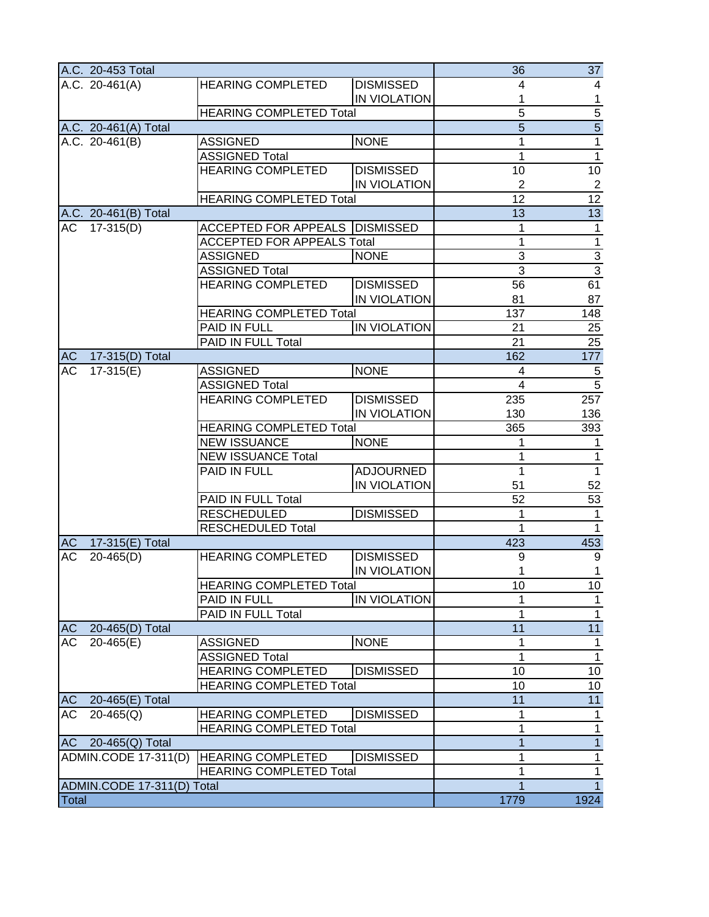| | | | | |
|---|---|---|---|---|
| A.C. 20-453 Total | | | 36 | 37 |
| A.C. 20-461(A) | HEARING COMPLETED | DISMISSED | 4 | 4 |
| | | IN VIOLATION | 1 | 1 |
| | HEARING COMPLETED Total | | 5 | 5 |
| A.C. 20-461(A) Total | | | 5 | 5 |
| A.C. 20-461(B) | ASSIGNED | NONE | 1 | 1 |
| | ASSIGNED Total | | 1 | 1 |
| | HEARING COMPLETED | DISMISSED | 10 | 10 |
| | | IN VIOLATION | 2 | 2 |
| | HEARING COMPLETED Total | | 12 | 12 |
| A.C. 20-461(B) Total | | | 13 | 13 |
| AC 17-315(D) | ACCEPTED FOR APPEALS | DISMISSED | 1 | 1 |
| | ACCEPTED FOR APPEALS Total | | 1 | 1 |
| | ASSIGNED | NONE | 3 | 3 |
| | ASSIGNED Total | | 3 | 3 |
| | HEARING COMPLETED | DISMISSED | 56 | 61 |
| | | IN VIOLATION | 81 | 87 |
| | HEARING COMPLETED Total | | 137 | 148 |
| | PAID IN FULL | IN VIOLATION | 21 | 25 |
| | PAID IN FULL Total | | 21 | 25 |
| AC 17-315(D) Total | | | 162 | 177 |
| AC 17-315(E) | ASSIGNED | NONE | 4 | 5 |
| | ASSIGNED Total | | 4 | 5 |
| | HEARING COMPLETED | DISMISSED | 235 | 257 |
| | | IN VIOLATION | 130 | 136 |
| | HEARING COMPLETED Total | | 365 | 393 |
| | NEW ISSUANCE | NONE | 1 | 1 |
| | NEW ISSUANCE Total | | 1 | 1 |
| | PAID IN FULL | ADJOURNED | 1 | 1 |
| | | IN VIOLATION | 51 | 52 |
| | PAID IN FULL Total | | 52 | 53 |
| | RESCHEDULED | DISMISSED | 1 | 1 |
| | RESCHEDULED Total | | 1 | 1 |
| AC 17-315(E) Total | | | 423 | 453 |
| AC 20-465(D) | HEARING COMPLETED | DISMISSED | 9 | 9 |
| | | IN VIOLATION | 1 | 1 |
| | HEARING COMPLETED Total | | 10 | 10 |
| | PAID IN FULL | IN VIOLATION | 1 | 1 |
| | PAID IN FULL Total | | 1 | 1 |
| AC 20-465(D) Total | | | 11 | 11 |
| AC 20-465(E) | ASSIGNED | NONE | 1 | 1 |
| | ASSIGNED Total | | 1 | 1 |
| | HEARING COMPLETED | DISMISSED | 10 | 10 |
| | HEARING COMPLETED Total | | 10 | 10 |
| AC 20-465(E) Total | | | 11 | 11 |
| AC 20-465(Q) | HEARING COMPLETED | DISMISSED | 1 | 1 |
| | HEARING COMPLETED Total | | 1 | 1 |
| AC 20-465(Q) Total | | | 1 | 1 |
| ADMIN.CODE 17-311(D) | HEARING COMPLETED | DISMISSED | 1 | 1 |
| | HEARING COMPLETED Total | | 1 | 1 |
| ADMIN.CODE 17-311(D) Total | | | 1 | 1 |
| Total | | | 1779 | 1924 |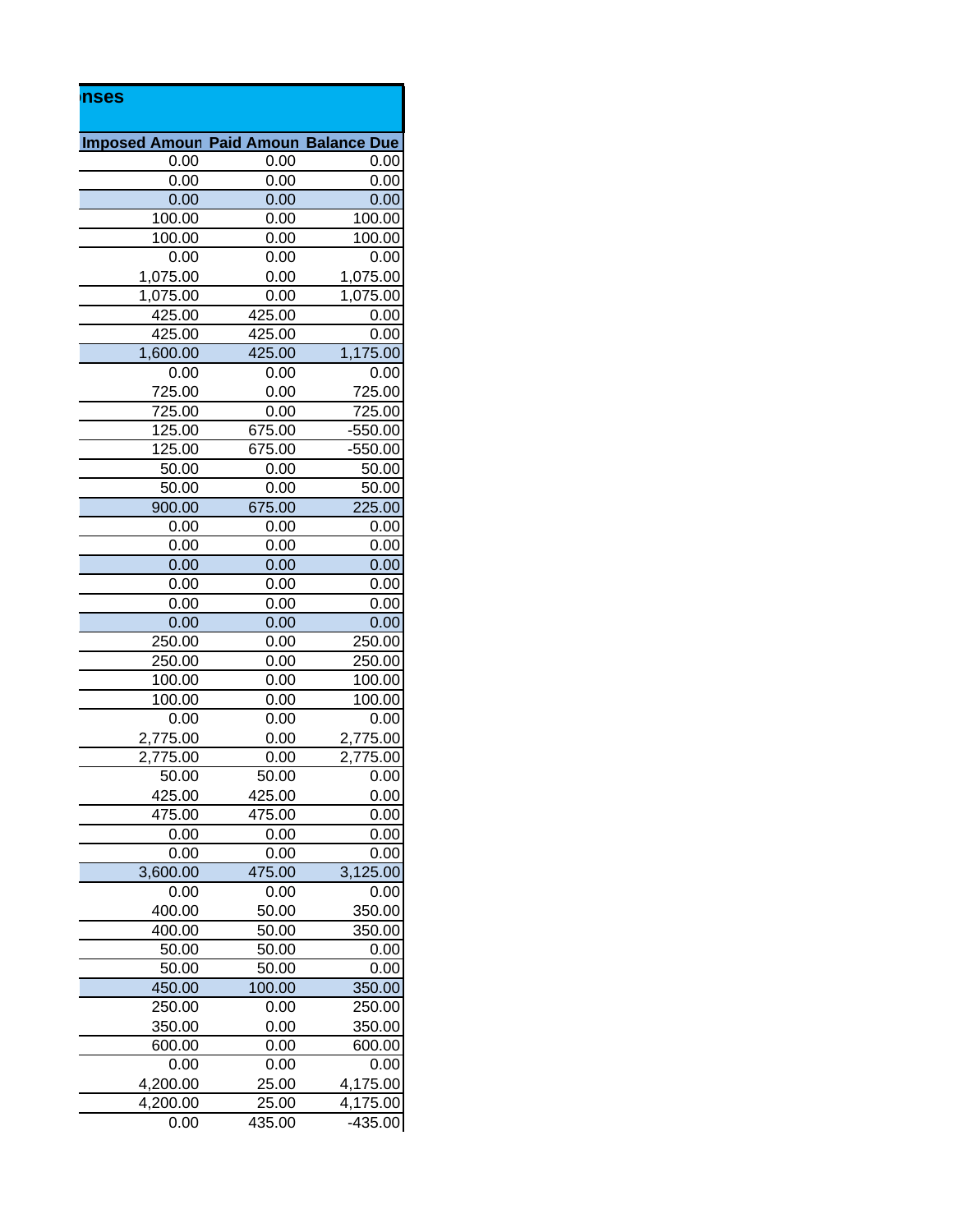## nses

| Imposed Amoun | Paid Amoun | Balance Due |
|---|---|---|
| 0.00 | 0.00 | 0.00 |
| 0.00 | 0.00 | 0.00 |
| 0.00 | 0.00 | 0.00 |
| 100.00 | 0.00 | 100.00 |
| 100.00 | 0.00 | 100.00 |
| 0.00 | 0.00 | 0.00 |
| 1,075.00 | 0.00 | 1,075.00 |
| 1,075.00 | 0.00 | 1,075.00 |
| 425.00 | 425.00 | 0.00 |
| 425.00 | 425.00 | 0.00 |
| 1,600.00 | 425.00 | 1,175.00 |
| 0.00 | 0.00 | 0.00 |
| 725.00 | 0.00 | 725.00 |
| 725.00 | 0.00 | 725.00 |
| 125.00 | 675.00 | -550.00 |
| 125.00 | 675.00 | -550.00 |
| 50.00 | 0.00 | 50.00 |
| 50.00 | 0.00 | 50.00 |
| 900.00 | 675.00 | 225.00 |
| 0.00 | 0.00 | 0.00 |
| 0.00 | 0.00 | 0.00 |
| 0.00 | 0.00 | 0.00 |
| 0.00 | 0.00 | 0.00 |
| 0.00 | 0.00 | 0.00 |
| 0.00 | 0.00 | 0.00 |
| 250.00 | 0.00 | 250.00 |
| 250.00 | 0.00 | 250.00 |
| 100.00 | 0.00 | 100.00 |
| 100.00 | 0.00 | 100.00 |
| 0.00 | 0.00 | 0.00 |
| 2,775.00 | 0.00 | 2,775.00 |
| 2,775.00 | 0.00 | 2,775.00 |
| 50.00 | 50.00 | 0.00 |
| 425.00 | 425.00 | 0.00 |
| 475.00 | 475.00 | 0.00 |
| 0.00 | 0.00 | 0.00 |
| 0.00 | 0.00 | 0.00 |
| 3,600.00 | 475.00 | 3,125.00 |
| 0.00 | 0.00 | 0.00 |
| 400.00 | 50.00 | 350.00 |
| 400.00 | 50.00 | 350.00 |
| 50.00 | 50.00 | 0.00 |
| 50.00 | 50.00 | 0.00 |
| 450.00 | 100.00 | 350.00 |
| 250.00 | 0.00 | 250.00 |
| 350.00 | 0.00 | 350.00 |
| 600.00 | 0.00 | 600.00 |
| 0.00 | 0.00 | 0.00 |
| 4,200.00 | 25.00 | 4,175.00 |
| 4,200.00 | 25.00 | 4,175.00 |
| 0.00 | 435.00 | -435.00 |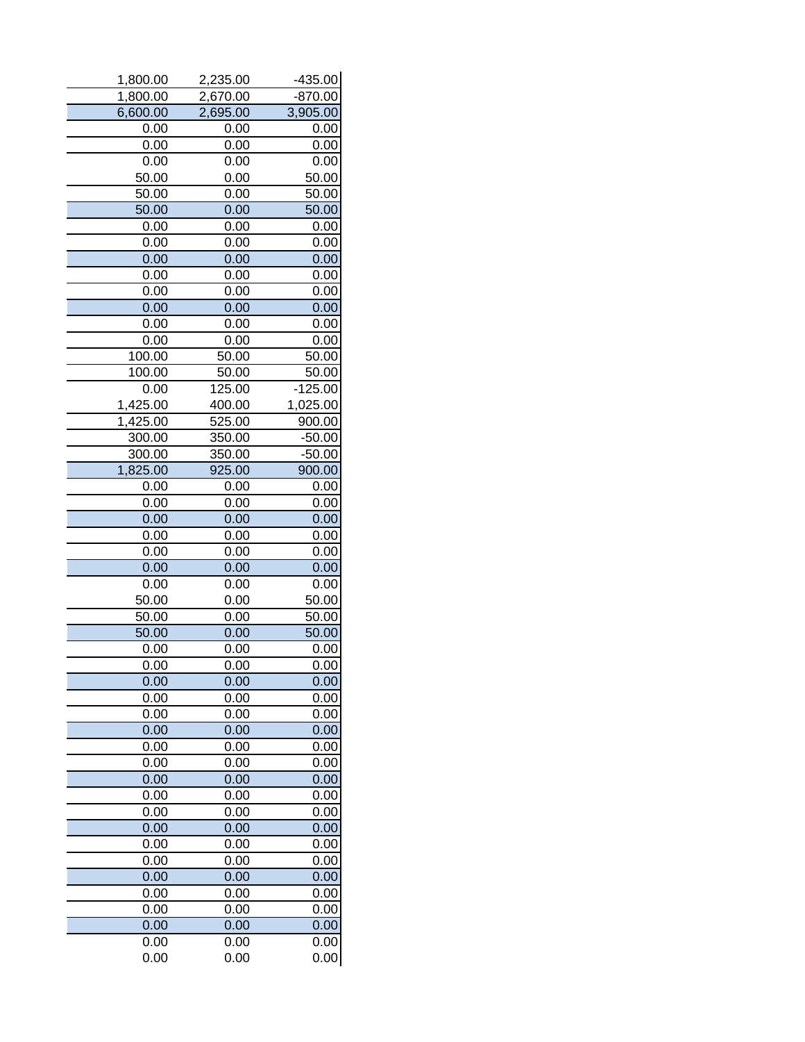| | | |
|---|---|---|
| 1,800.00 | 2,235.00 | -435.00 |
| 1,800.00 | 2,670.00 | -870.00 |
| 6,600.00 | 2,695.00 | 3,905.00 |
| 0.00 | 0.00 | 0.00 |
| 0.00 | 0.00 | 0.00 |
| 0.00 | 0.00 | 0.00 |
| 50.00 | 0.00 | 50.00 |
| 50.00 | 0.00 | 50.00 |
| 50.00 | 0.00 | 50.00 |
| 0.00 | 0.00 | 0.00 |
| 0.00 | 0.00 | 0.00 |
| 0.00 | 0.00 | 0.00 |
| 0.00 | 0.00 | 0.00 |
| 0.00 | 0.00 | 0.00 |
| 0.00 | 0.00 | 0.00 |
| 0.00 | 0.00 | 0.00 |
| 0.00 | 0.00 | 0.00 |
| 100.00 | 50.00 | 50.00 |
| 100.00 | 50.00 | 50.00 |
| 0.00 | 125.00 | -125.00 |
| 1,425.00 | 400.00 | 1,025.00 |
| 1,425.00 | 525.00 | 900.00 |
| 300.00 | 350.00 | -50.00 |
| 300.00 | 350.00 | -50.00 |
| 1,825.00 | 925.00 | 900.00 |
| 0.00 | 0.00 | 0.00 |
| 0.00 | 0.00 | 0.00 |
| 0.00 | 0.00 | 0.00 |
| 0.00 | 0.00 | 0.00 |
| 0.00 | 0.00 | 0.00 |
| 0.00 | 0.00 | 0.00 |
| 0.00 | 0.00 | 0.00 |
| 50.00 | 0.00 | 50.00 |
| 50.00 | 0.00 | 50.00 |
| 50.00 | 0.00 | 50.00 |
| 0.00 | 0.00 | 0.00 |
| 0.00 | 0.00 | 0.00 |
| 0.00 | 0.00 | 0.00 |
| 0.00 | 0.00 | 0.00 |
| 0.00 | 0.00 | 0.00 |
| 0.00 | 0.00 | 0.00 |
| 0.00 | 0.00 | 0.00 |
| 0.00 | 0.00 | 0.00 |
| 0.00 | 0.00 | 0.00 |
| 0.00 | 0.00 | 0.00 |
| 0.00 | 0.00 | 0.00 |
| 0.00 | 0.00 | 0.00 |
| 0.00 | 0.00 | 0.00 |
| 0.00 | 0.00 | 0.00 |
| 0.00 | 0.00 | 0.00 |
| 0.00 | 0.00 | 0.00 |
| 0.00 | 0.00 | 0.00 |
| 0.00 | 0.00 | 0.00 |
| 0.00 | 0.00 | 0.00 |
| 0.00 | 0.00 | 0.00 |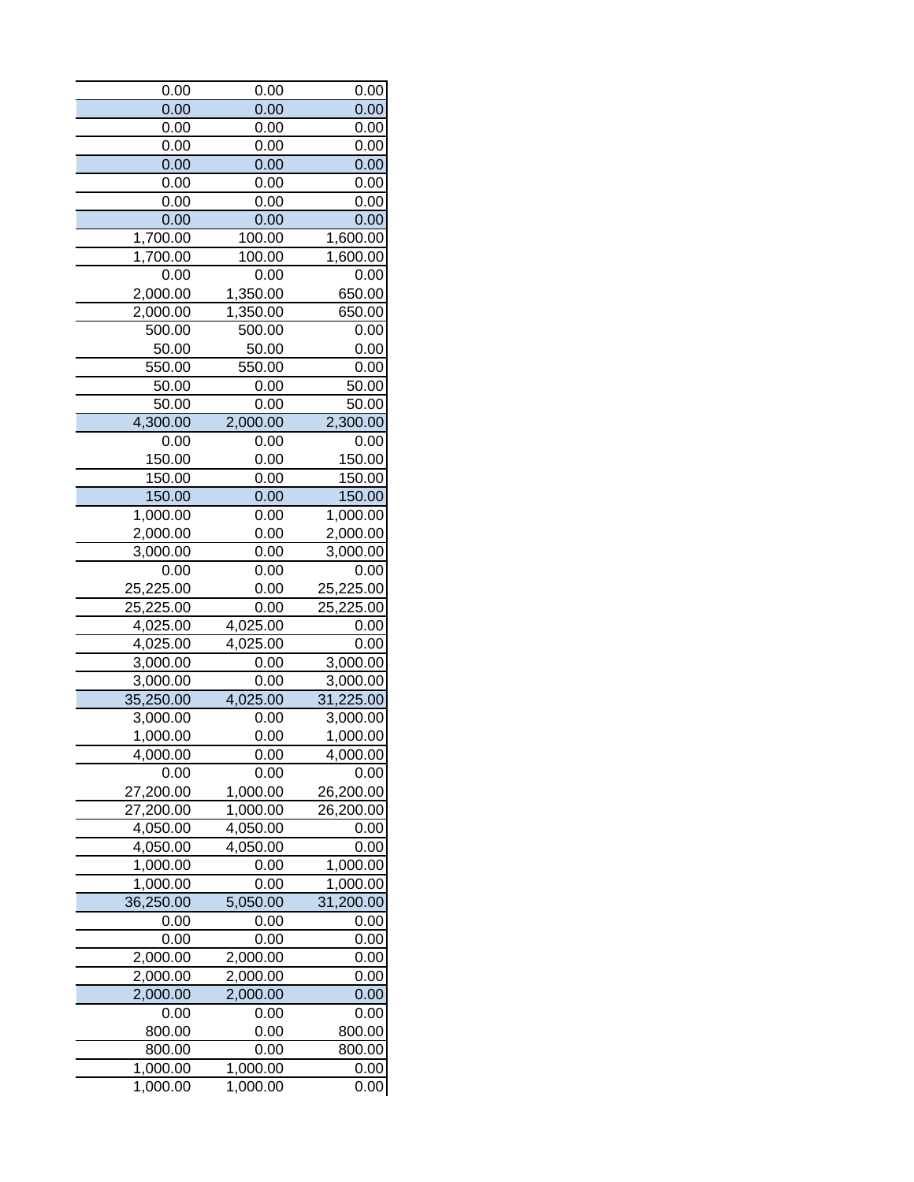| | | |
|---|---|---|
| 0.00 | 0.00 | 0.00 |
| 0.00 | 0.00 | 0.00 |
| 0.00 | 0.00 | 0.00 |
| 0.00 | 0.00 | 0.00 |
| 0.00 | 0.00 | 0.00 |
| 0.00 | 0.00 | 0.00 |
| 0.00 | 0.00 | 0.00 |
| 0.00 | 0.00 | 0.00 |
| 1,700.00 | 100.00 | 1,600.00 |
| 1,700.00 | 100.00 | 1,600.00 |
| 0.00 | 0.00 | 0.00 |
| 2,000.00 | 1,350.00 | 650.00 |
| 2,000.00 | 1,350.00 | 650.00 |
| 500.00 | 500.00 | 0.00 |
| 50.00 | 50.00 | 0.00 |
| 550.00 | 550.00 | 0.00 |
| 50.00 | 0.00 | 50.00 |
| 50.00 | 0.00 | 50.00 |
| 4,300.00 | 2,000.00 | 2,300.00 |
| 0.00 | 0.00 | 0.00 |
| 150.00 | 0.00 | 150.00 |
| 150.00 | 0.00 | 150.00 |
| 150.00 | 0.00 | 150.00 |
| 1,000.00 | 0.00 | 1,000.00 |
| 2,000.00 | 0.00 | 2,000.00 |
| 3,000.00 | 0.00 | 3,000.00 |
| 0.00 | 0.00 | 0.00 |
| 25,225.00 | 0.00 | 25,225.00 |
| 25,225.00 | 0.00 | 25,225.00 |
| 4,025.00 | 4,025.00 | 0.00 |
| 4,025.00 | 4,025.00 | 0.00 |
| 3,000.00 | 0.00 | 3,000.00 |
| 3,000.00 | 0.00 | 3,000.00 |
| 35,250.00 | 4,025.00 | 31,225.00 |
| 3,000.00 | 0.00 | 3,000.00 |
| 1,000.00 | 0.00 | 1,000.00 |
| 4,000.00 | 0.00 | 4,000.00 |
| 0.00 | 0.00 | 0.00 |
| 27,200.00 | 1,000.00 | 26,200.00 |
| 27,200.00 | 1,000.00 | 26,200.00 |
| 4,050.00 | 4,050.00 | 0.00 |
| 4,050.00 | 4,050.00 | 0.00 |
| 1,000.00 | 0.00 | 1,000.00 |
| 1,000.00 | 0.00 | 1,000.00 |
| 36,250.00 | 5,050.00 | 31,200.00 |
| 0.00 | 0.00 | 0.00 |
| 0.00 | 0.00 | 0.00 |
| 2,000.00 | 2,000.00 | 0.00 |
| 2,000.00 | 2,000.00 | 0.00 |
| 2,000.00 | 2,000.00 | 0.00 |
| 0.00 | 0.00 | 0.00 |
| 800.00 | 0.00 | 800.00 |
| 800.00 | 0.00 | 800.00 |
| 1,000.00 | 1,000.00 | 0.00 |
| 1,000.00 | 1,000.00 | 0.00 |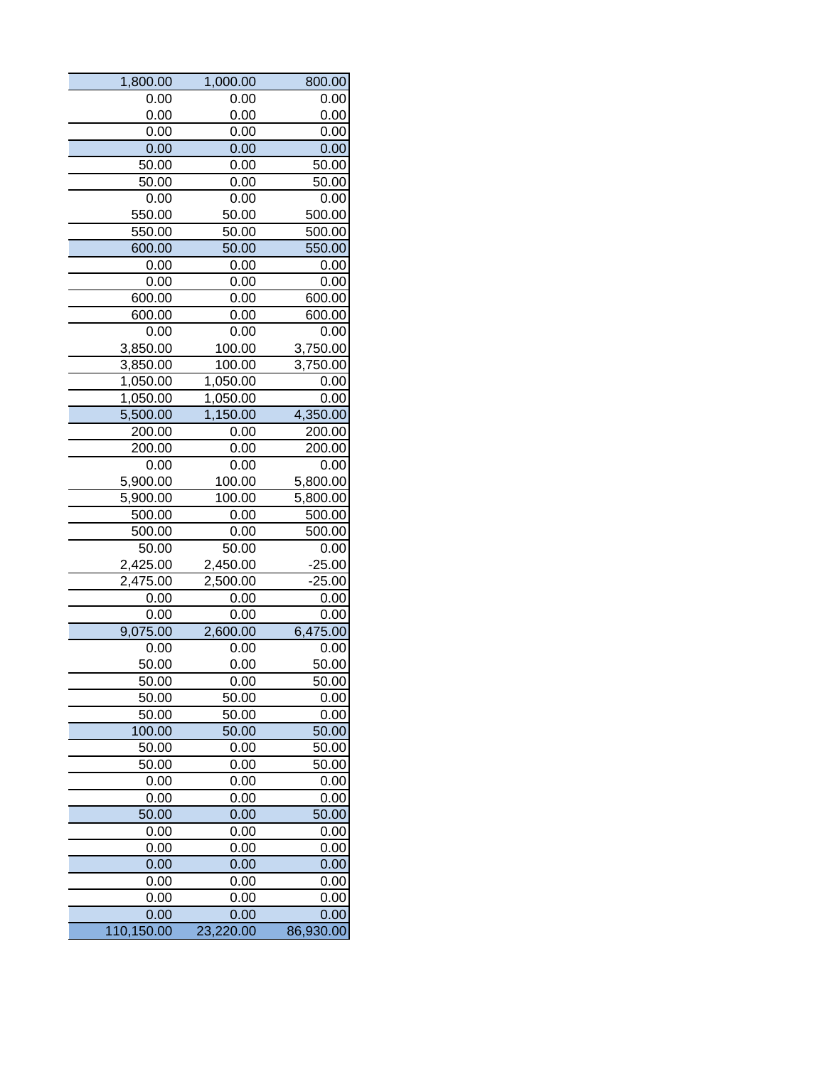| | | |
|---|---|---|
| 1,800.00 | 1,000.00 | 800.00 |
| 0.00 | 0.00 | 0.00 |
| 0.00 | 0.00 | 0.00 |
| 0.00 | 0.00 | 0.00 |
| 0.00 | 0.00 | 0.00 |
| 50.00 | 0.00 | 50.00 |
| 50.00 | 0.00 | 50.00 |
| 0.00 | 0.00 | 0.00 |
| 550.00 | 50.00 | 500.00 |
| 550.00 | 50.00 | 500.00 |
| 600.00 | 50.00 | 550.00 |
| 0.00 | 0.00 | 0.00 |
| 0.00 | 0.00 | 0.00 |
| 600.00 | 0.00 | 600.00 |
| 600.00 | 0.00 | 600.00 |
| 0.00 | 0.00 | 0.00 |
| 3,850.00 | 100.00 | 3,750.00 |
| 3,850.00 | 100.00 | 3,750.00 |
| 1,050.00 | 1,050.00 | 0.00 |
| 1,050.00 | 1,050.00 | 0.00 |
| 5,500.00 | 1,150.00 | 4,350.00 |
| 200.00 | 0.00 | 200.00 |
| 200.00 | 0.00 | 200.00 |
| 0.00 | 0.00 | 0.00 |
| 5,900.00 | 100.00 | 5,800.00 |
| 5,900.00 | 100.00 | 5,800.00 |
| 500.00 | 0.00 | 500.00 |
| 500.00 | 0.00 | 500.00 |
| 50.00 | 50.00 | 0.00 |
| 2,425.00 | 2,450.00 | -25.00 |
| 2,475.00 | 2,500.00 | -25.00 |
| 0.00 | 0.00 | 0.00 |
| 0.00 | 0.00 | 0.00 |
| 9,075.00 | 2,600.00 | 6,475.00 |
| 0.00 | 0.00 | 0.00 |
| 50.00 | 0.00 | 50.00 |
| 50.00 | 0.00 | 50.00 |
| 50.00 | 50.00 | 0.00 |
| 50.00 | 50.00 | 0.00 |
| 100.00 | 50.00 | 50.00 |
| 50.00 | 0.00 | 50.00 |
| 50.00 | 0.00 | 50.00 |
| 0.00 | 0.00 | 0.00 |
| 0.00 | 0.00 | 0.00 |
| 50.00 | 0.00 | 50.00 |
| 0.00 | 0.00 | 0.00 |
| 0.00 | 0.00 | 0.00 |
| 0.00 | 0.00 | 0.00 |
| 0.00 | 0.00 | 0.00 |
| 0.00 | 0.00 | 0.00 |
| 0.00 | 0.00 | 0.00 |
| 110,150.00 | 23,220.00 | 86,930.00 |